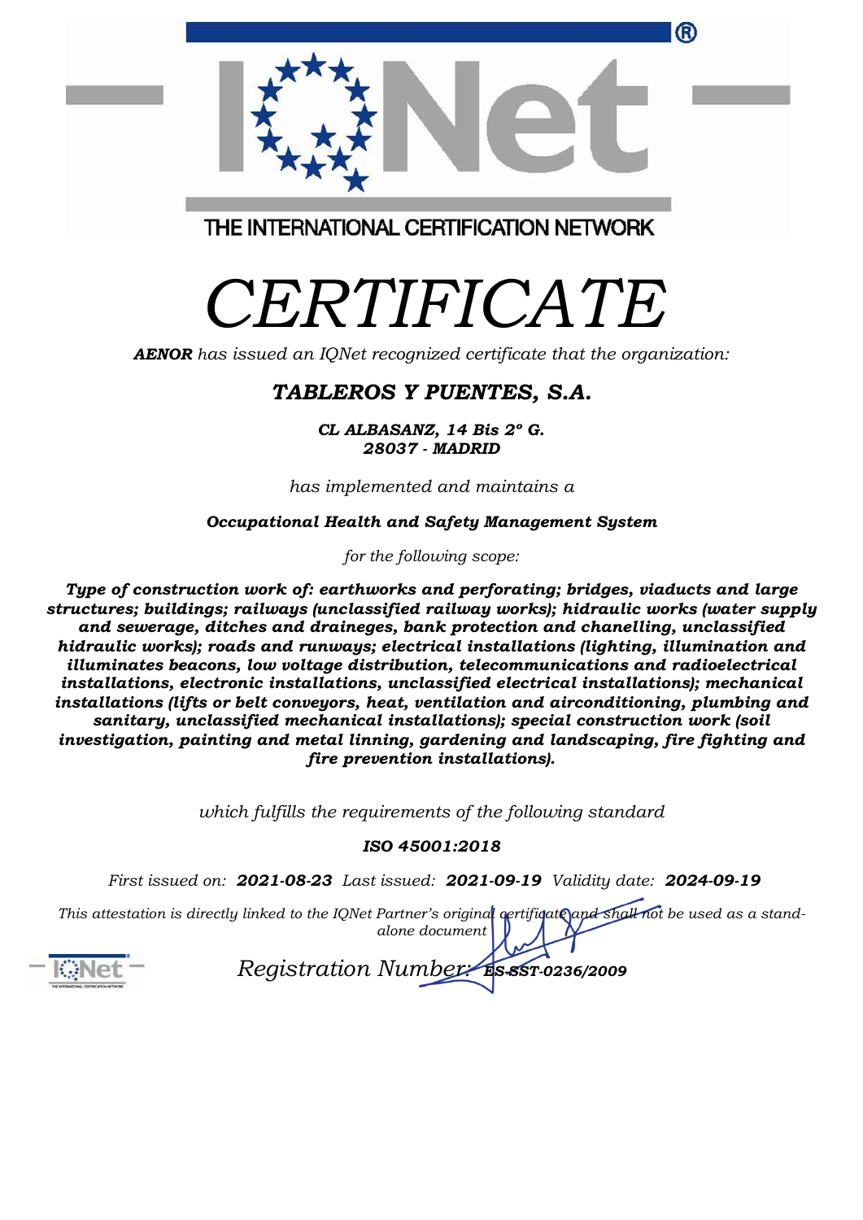THE INTERNATIONAL CERTIFICATION NETWORK

# *CERTIFICATE*

***AENOR** has issued an IQNet recognized certificate that the organization:*

## ***TABLEROS Y PUENTES, S.A.***

***CL ALBASANZ, 14 Bis 2º G.***
***28037 - MADRID***

*has implemented and maintains a*

***Occupational Health and Safety Management System***

*for the following scope:*

***Type of construction work of: earthworks and perforating; bridges, viaducts and large structures; buildings; railways (unclassified railway works); hidraulic works (water supply and sewerage, ditches and draineges, bank protection and chanelling, unclassified hidraulic works); roads and runways; electrical installations (lighting, illumination and illuminates beacons, low voltage distribution, telecommunications and radioelectrical installations, electronic installations, unclassified electrical installations); mechanical installations (lifts or belt conveyors, heat, ventilation and airconditioning, plumbing and sanitary, unclassified mechanical installations); special construction work (soil investigation, painting and metal linning, gardening and landscaping, fire fighting and fire prevention installations).***

*which fulfills the requirements of the following standard*

***ISO 45001:2018***

*First issued on:* ***2021-08-23*** *Last issued:* ***2021-09-19*** *Validity date:* ***2024-09-19***

*This attestation is directly linked to the IQNet Partner's original certificate and shall not be used as a stand-alone document*

*Registration Number:* ***ES-SST-0236/2009***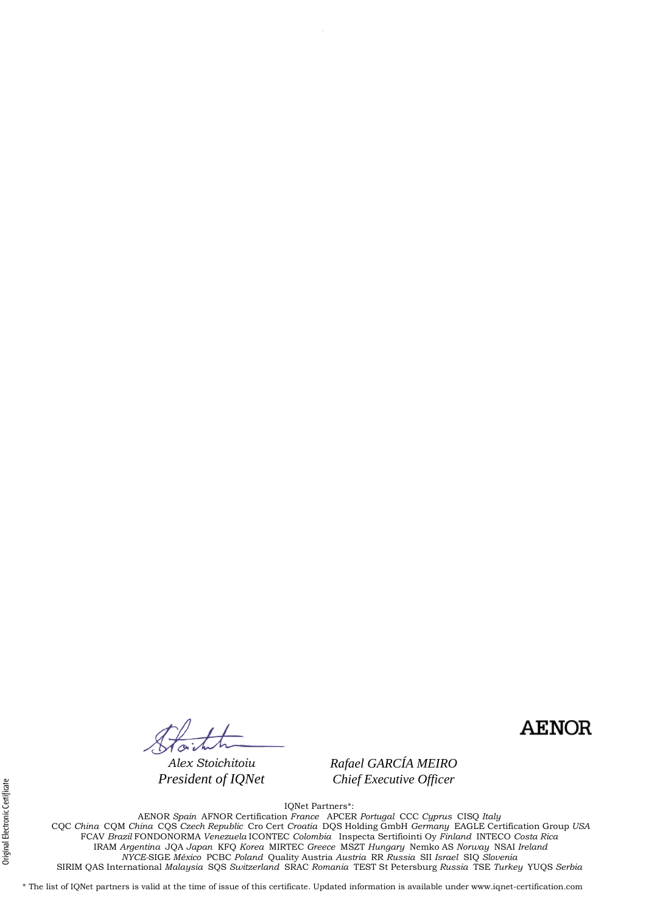AENOR

*Alex Stoichitoiu*
*President of IQNet*

*Rafael GARCÍA MEIRO*
*Chief Executive Officer*

IQNet Partners*:

AENOR *Spain* AFNOR Certification *France* APCER *Portugal* CCC *Cyprus* CISQ *Italy*
CQC *China* CQM *China* CQS *Czech Republic* Cro Cert *Croatia* DQS Holding GmbH *Germany* EAGLE Certification Group *USA*
FCAV *Brazil* FONDONORMA *Venezuela* ICONTEC *Colombia* Inspecta Sertifiointi Oy *Finland* INTECO *Costa Rica*
IRAM *Argentina* JQA *Japan* KFQ *Korea* MIRTEC *Greece* MSZT *Hungary* Nemko AS *Norway* NSAI *Ireland*
*NYCE*-SIGE *México* PCBC *Poland* Quality Austria *Austria* RR *Russia* SII *Israel* SIQ *Slovenia*
SIRIM QAS International *Malaysia* SQS *Switzerland* SRAC *Romania* TEST St Petersburg *Russia* TSE *Turkey* YUQS *Serbia*

* The list of IQNet partners is valid at the time of issue of this certificate. Updated information is available under www.iqnet-certification.com

Original Electronic Certificate